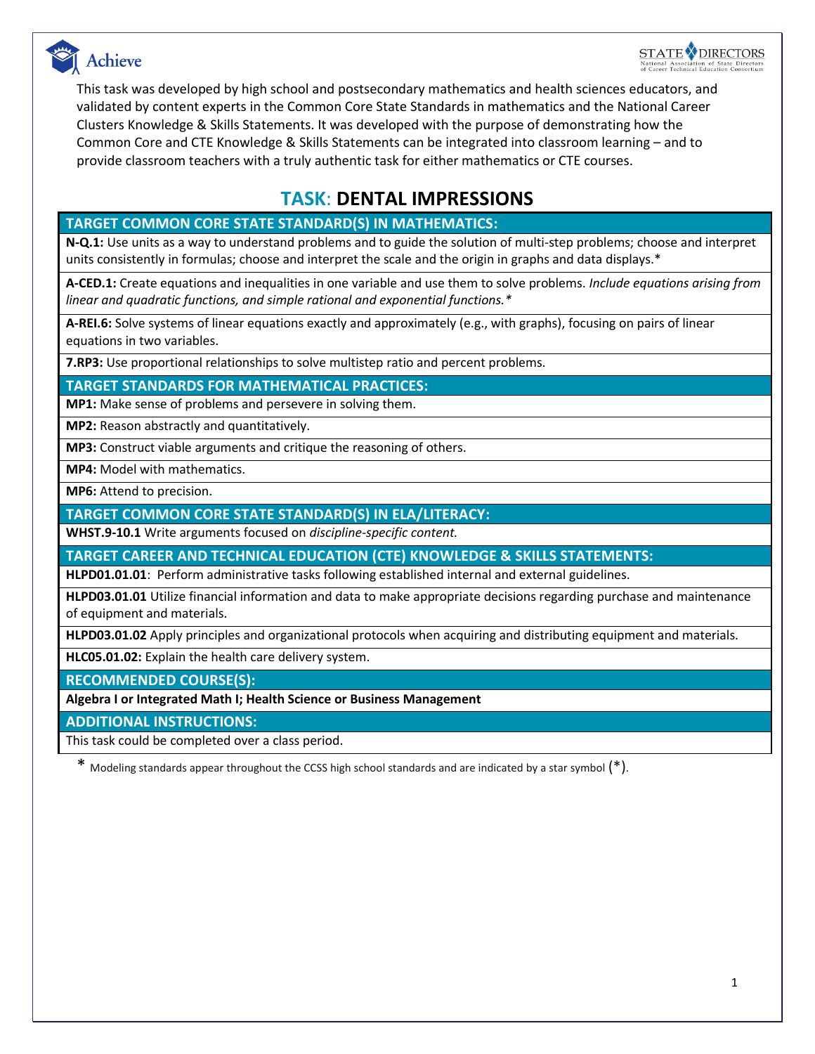This task was developed by high school and postsecondary mathematics and health sciences educators, and validated by content experts in the Common Core State Standards in mathematics and the National Career Clusters Knowledge & Skills Statements. It was developed with the purpose of demonstrating how the Common Core and CTE Knowledge & Skills Statements can be integrated into classroom learning – and to provide classroom teachers with a truly authentic task for either mathematics or CTE courses.

# TASK: DENTAL IMPRESSIONS

## TARGET COMMON CORE STATE STANDARD(S) IN MATHEMATICS:

**N-Q.1:** Use units as a way to understand problems and to guide the solution of multi-step problems; choose and interpret units consistently in formulas; choose and interpret the scale and the origin in graphs and data displays.*

**A-CED.1:** Create equations and inequalities in one variable and use them to solve problems. *Include equations arising from linear and quadratic functions, and simple rational and exponential functions.**

**A-REI.6:** Solve systems of linear equations exactly and approximately (e.g., with graphs), focusing on pairs of linear equations in two variables.

**7.RP3:** Use proportional relationships to solve multistep ratio and percent problems.

## TARGET STANDARDS FOR MATHEMATICAL PRACTICES:

**MP1:** Make sense of problems and persevere in solving them.

**MP2:** Reason abstractly and quantitatively.

**MP3:** Construct viable arguments and critique the reasoning of others.

**MP4:** Model with mathematics.

**MP6:** Attend to precision.

## TARGET COMMON CORE STATE STANDARD(S) IN ELA/LITERACY:

**WHST.9-10.1** Write arguments focused on *discipline-specific content.*

## TARGET CAREER AND TECHNICAL EDUCATION (CTE) KNOWLEDGE & SKILLS STATEMENTS:

**HLPD01.01.01**: Perform administrative tasks following established internal and external guidelines.

**HLPD03.01.01** Utilize financial information and data to make appropriate decisions regarding purchase and maintenance of equipment and materials.

**HLPD03.01.02** Apply principles and organizational protocols when acquiring and distributing equipment and materials.

**HLC05.01.02:** Explain the health care delivery system.

## RECOMMENDED COURSE(S):

**Algebra I or Integrated Math I; Health Science or Business Management**

## ADDITIONAL INSTRUCTIONS:

This task could be completed over a class period.

* Modeling standards appear throughout the CCSS high school standards and are indicated by a star symbol (*).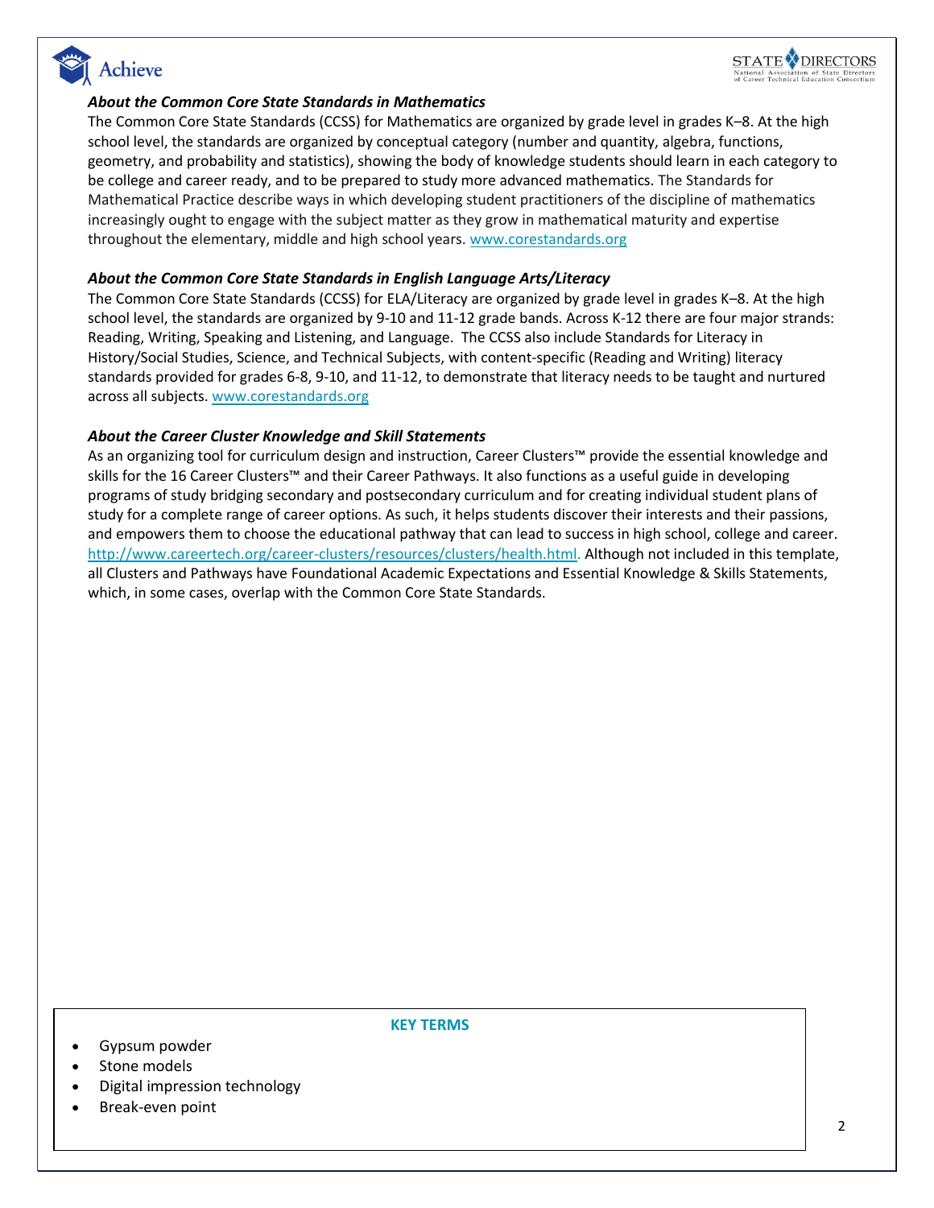### *About the Common Core State Standards in Mathematics*

The Common Core State Standards (CCSS) for Mathematics are organized by grade level in grades K–8. At the high school level, the standards are organized by conceptual category (number and quantity, algebra, functions, geometry, and probability and statistics), showing the body of knowledge students should learn in each category to be college and career ready, and to be prepared to study more advanced mathematics. The Standards for Mathematical Practice describe ways in which developing student practitioners of the discipline of mathematics increasingly ought to engage with the subject matter as they grow in mathematical maturity and expertise throughout the elementary, middle and high school years. www.corestandards.org

### *About the Common Core State Standards in English Language Arts/Literacy*

The Common Core State Standards (CCSS) for ELA/Literacy are organized by grade level in grades K–8. At the high school level, the standards are organized by 9-10 and 11-12 grade bands. Across K-12 there are four major strands: Reading, Writing, Speaking and Listening, and Language. The CCSS also include Standards for Literacy in History/Social Studies, Science, and Technical Subjects, with content-specific (Reading and Writing) literacy standards provided for grades 6-8, 9-10, and 11-12, to demonstrate that literacy needs to be taught and nurtured across all subjects. www.corestandards.org

### *About the Career Cluster Knowledge and Skill Statements*

As an organizing tool for curriculum design and instruction, Career Clusters™ provide the essential knowledge and skills for the 16 Career Clusters™ and their Career Pathways. It also functions as a useful guide in developing programs of study bridging secondary and postsecondary curriculum and for creating individual student plans of study for a complete range of career options. As such, it helps students discover their interests and their passions, and empowers them to choose the educational pathway that can lead to success in high school, college and career. http://www.careertech.org/career-clusters/resources/clusters/health.html. Although not included in this template, all Clusters and Pathways have Foundational Academic Expectations and Essential Knowledge & Skills Statements, which, in some cases, overlap with the Common Core State Standards.

**KEY TERMS**

- Gypsum powder
- Stone models
- Digital impression technology
- Break-even point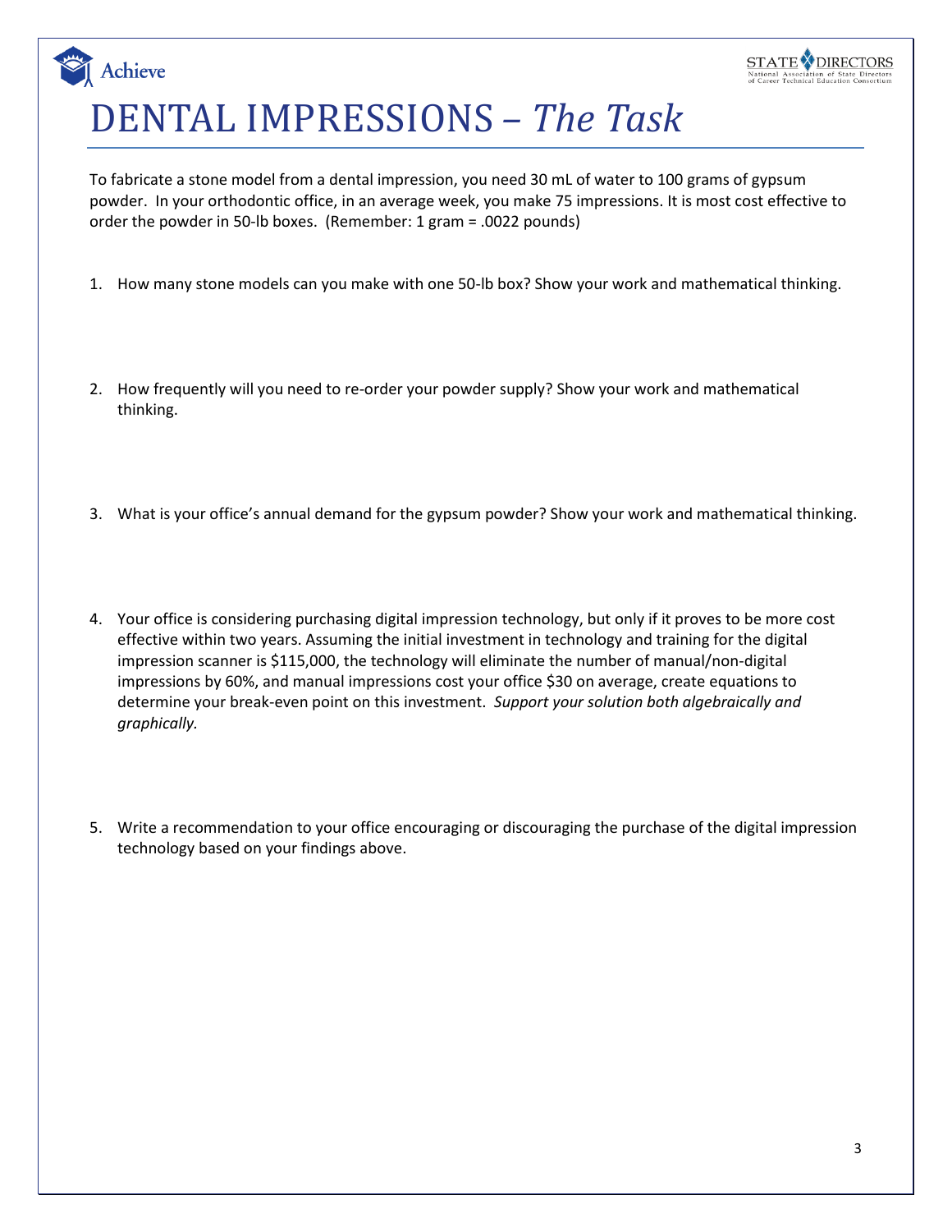# DENTAL IMPRESSIONS – *The Task*

To fabricate a stone model from a dental impression, you need 30 mL of water to 100 grams of gypsum powder. In your orthodontic office, in an average week, you make 75 impressions. It is most cost effective to order the powder in 50-lb boxes. (Remember: 1 gram = .0022 pounds)

1. How many stone models can you make with one 50-lb box? Show your work and mathematical thinking.

2. How frequently will you need to re-order your powder supply? Show your work and mathematical thinking.

3. What is your office's annual demand for the gypsum powder? Show your work and mathematical thinking.

4. Your office is considering purchasing digital impression technology, but only if it proves to be more cost effective within two years. Assuming the initial investment in technology and training for the digital impression scanner is $115,000, the technology will eliminate the number of manual/non-digital impressions by 60%, and manual impressions cost your office $30 on average, create equations to determine your break-even point on this investment. *Support your solution both algebraically and graphically.*

5. Write a recommendation to your office encouraging or discouraging the purchase of the digital impression technology based on your findings above.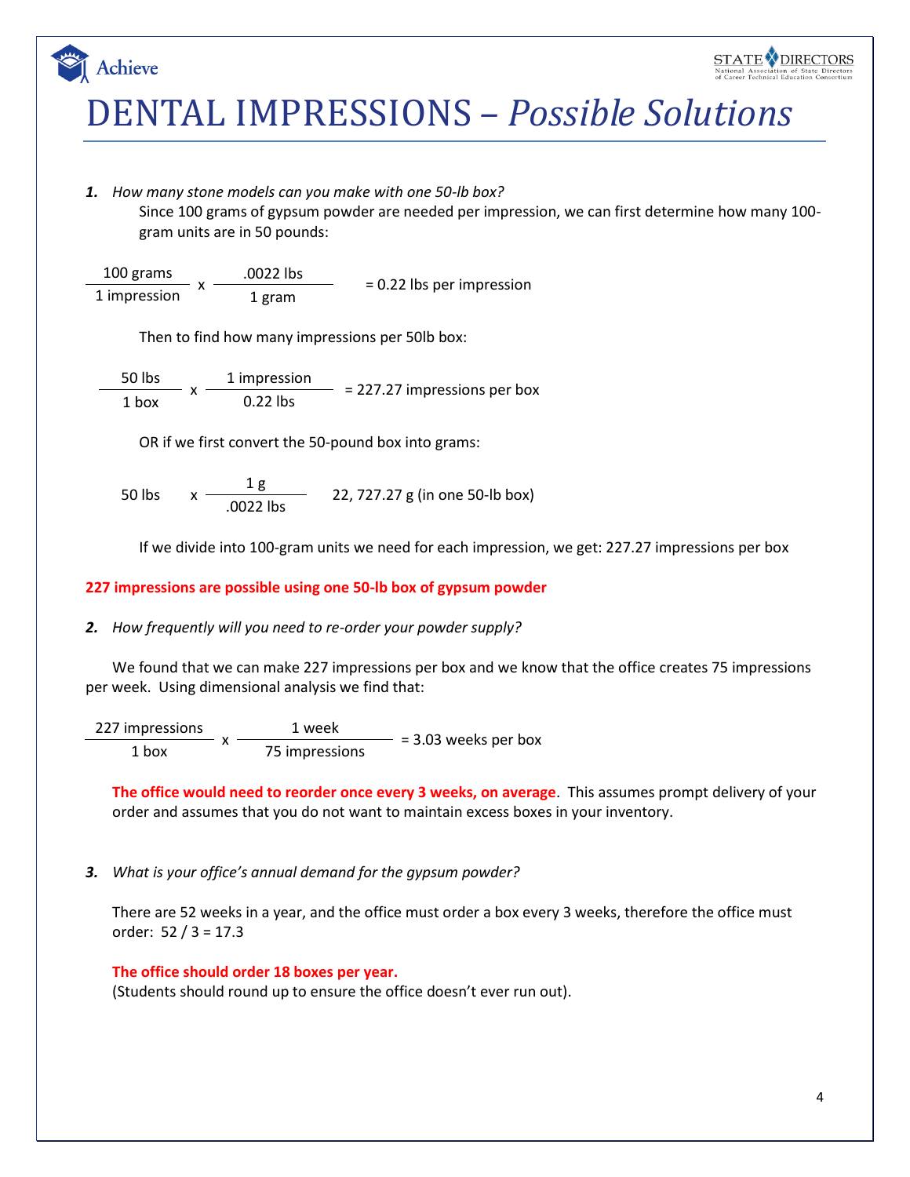# DENTAL IMPRESSIONS – *Possible Solutions*

1. *How many stone models can you make with one 50-lb box?*

   Since 100 grams of gypsum powder are needed per impression, we can first determine how many 100-gram units are in 50 pounds:

$$\frac{100 \text{ grams}}{1 \text{ impression}} \times \frac{.0022 \text{ lbs}}{1 \text{ gram}} = 0.22 \text{ lbs per impression}$$

Then to find how many impressions per 50lb box:

$$\frac{50 \text{ lbs}}{1 \text{ box}} \times \frac{1 \text{ impression}}{0.22 \text{ lbs}} = 227.27 \text{ impressions per box}$$

OR if we first convert the 50-pound box into grams:

$$50 \text{ lbs} \times \frac{1 \text{ g}}{.0022 \text{ lbs}} \quad 22,727.27 \text{ g (in one 50-lb box)}$$

If we divide into 100-gram units we need for each impression, we get: 227.27 impressions per box

**227 impressions are possible using one 50-lb box of gypsum powder**

2. *How frequently will you need to re-order your powder supply?*

We found that we can make 227 impressions per box and we know that the office creates 75 impressions per week. Using dimensional analysis we find that:

$$\frac{227 \text{ impressions}}{1 \text{ box}} \times \frac{1 \text{ week}}{75 \text{ impressions}} = 3.03 \text{ weeks per box}$$

**The office would need to reorder once every 3 weeks, on average**. This assumes prompt delivery of your order and assumes that you do not want to maintain excess boxes in your inventory.

3. *What is your office's annual demand for the gypsum powder?*

There are 52 weeks in a year, and the office must order a box every 3 weeks, therefore the office must order: 52 / 3 = 17.3

**The office should order 18 boxes per year.**
(Students should round up to ensure the office doesn't ever run out).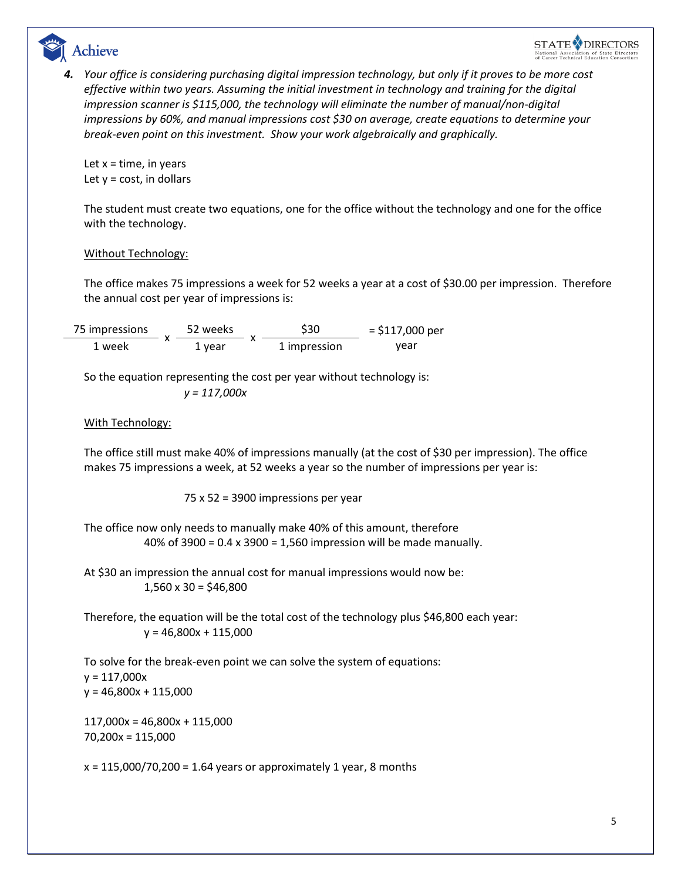***4.*** *Your office is considering purchasing digital impression technology, but only if it proves to be more cost effective within two years. Assuming the initial investment in technology and training for the digital impression scanner is $115,000, the technology will eliminate the number of manual/non-digital impressions by 60%, and manual impressions cost $30 on average, create equations to determine your break-even point on this investment. Show your work algebraically and graphically.*

Let x = time, in years
Let y = cost, in dollars

The student must create two equations, one for the office without the technology and one for the office with the technology.

Without Technology:

The office makes 75 impressions a week for 52 weeks a year at a cost of $30.00 per impression. Therefore the annual cost per year of impressions is:

$$\frac{75 \text{ impressions}}{1 \text{ week}} \times \frac{52 \text{ weeks}}{1 \text{ year}} \times \frac{\$30}{1 \text{ impression}} = \$117{,}000 \text{ per year}$$

So the equation representing the cost per year without technology is:

$y = 117{,}000x$

With Technology:

The office still must make 40% of impressions manually (at the cost of $30 per impression). The office makes 75 impressions a week, at 52 weeks a year so the number of impressions per year is:

$75 \times 52 = 3900$ impressions per year

The office now only needs to manually make 40% of this amount, therefore
40% of 3900 = $0.4 \times 3900 = 1{,}560$ impression will be made manually.

At $30 an impression the annual cost for manual impressions would now be:
$1{,}560 \times 30 = \$46{,}800$

Therefore, the equation will be the total cost of the technology plus $46,800 each year:
$y = 46{,}800x + 115{,}000$

To solve for the break-even point we can solve the system of equations:
$y = 117{,}000x$
$y = 46{,}800x + 115{,}000$

$117{,}000x = 46{,}800x + 115{,}000$
$70{,}200x = 115{,}000$

$x = 115{,}000/70{,}200 = 1.64$ years or approximately 1 year, 8 months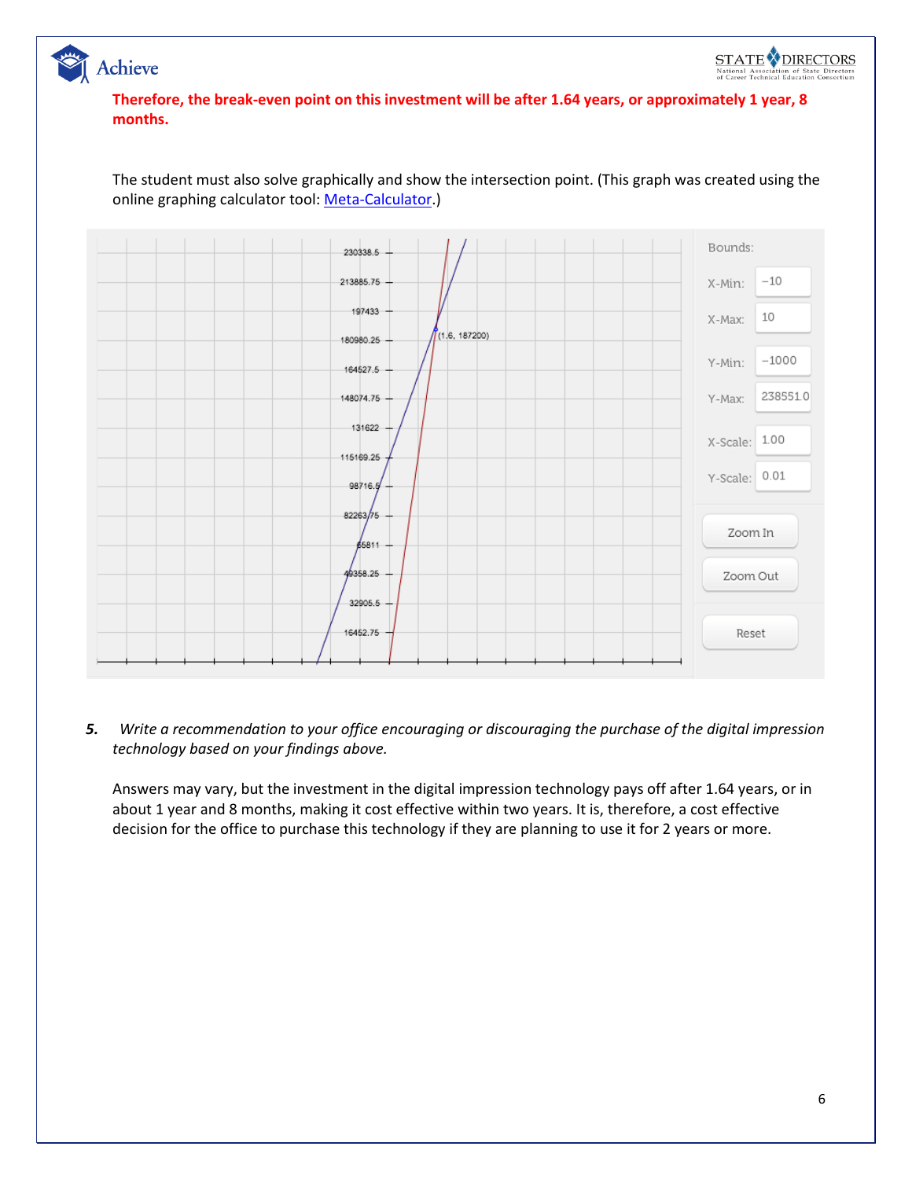**Therefore, the break-even point on this investment will be after 1.64 years, or approximately 1 year, 8 months.**

The student must also solve graphically and show the intersection point. (This graph was created using the online graphing calculator tool: [Meta-Calculator](Meta-Calculator).)

*5.* *Write a recommendation to your office encouraging or discouraging the purchase of the digital impression technology based on your findings above.*

Answers may vary, but the investment in the digital impression technology pays off after 1.64 years, or in about 1 year and 8 months, making it cost effective within two years. It is, therefore, a cost effective decision for the office to purchase this technology if they are planning to use it for 2 years or more.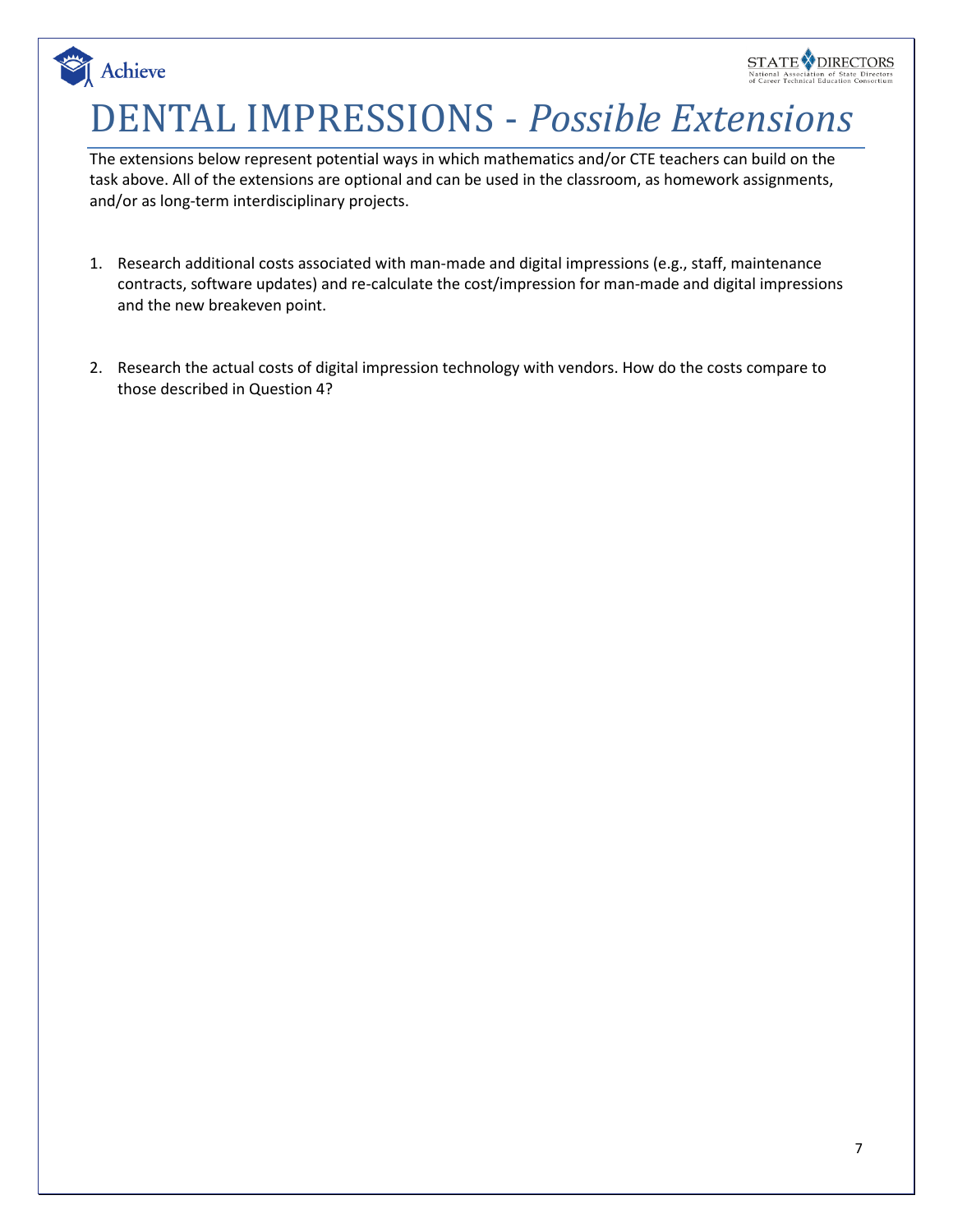# DENTAL IMPRESSIONS - *Possible Extensions*

The extensions below represent potential ways in which mathematics and/or CTE teachers can build on the task above. All of the extensions are optional and can be used in the classroom, as homework assignments, and/or as long-term interdisciplinary projects.

1. Research additional costs associated with man-made and digital impressions (e.g., staff, maintenance contracts, software updates) and re-calculate the cost/impression for man-made and digital impressions and the new breakeven point.

2. Research the actual costs of digital impression technology with vendors. How do the costs compare to those described in Question 4?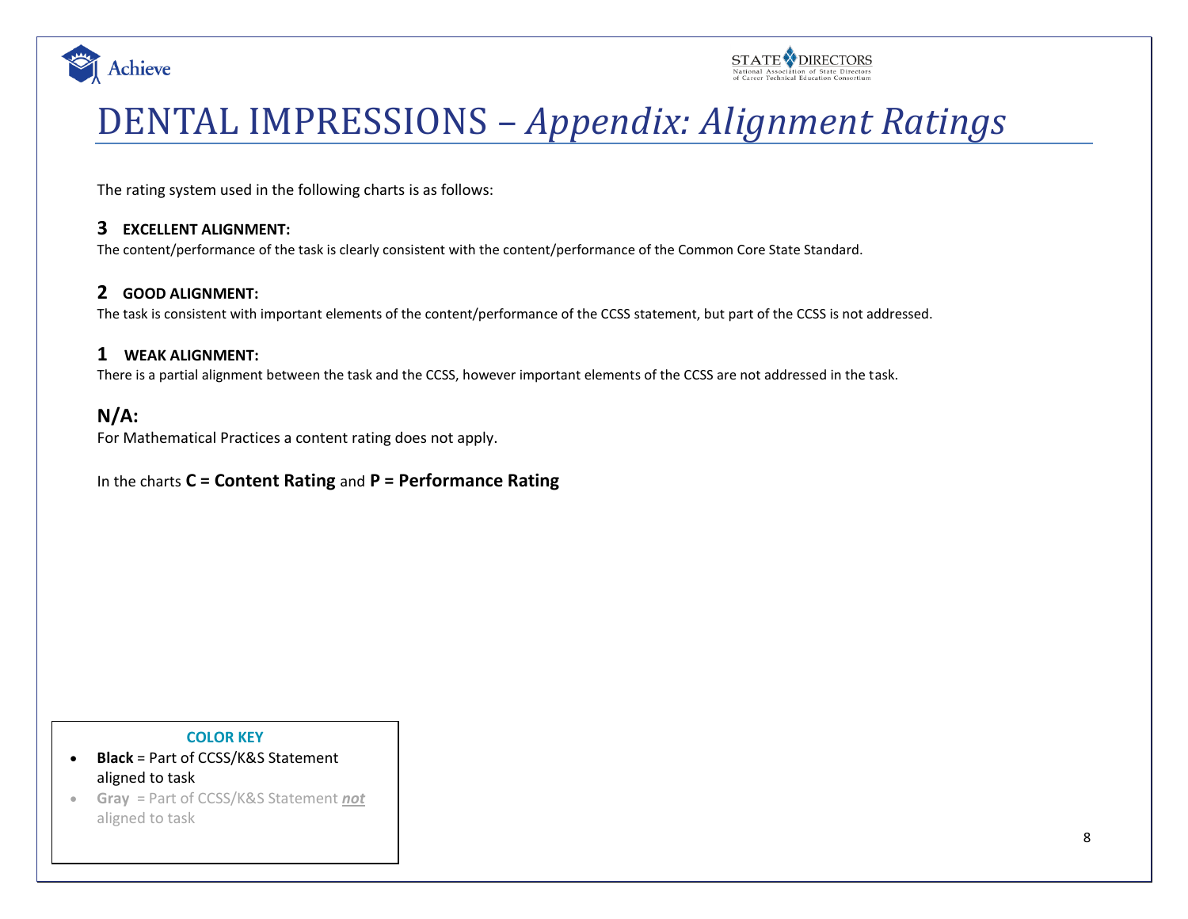# DENTAL IMPRESSIONS – *Appendix: Alignment Ratings*

The rating system used in the following charts is as follows:

### 3 EXCELLENT ALIGNMENT:

The content/performance of the task is clearly consistent with the content/performance of the Common Core State Standard.

### 2 GOOD ALIGNMENT:

The task is consistent with important elements of the content/performance of the CCSS statement, but part of the CCSS is not addressed.

### 1 WEAK ALIGNMENT:

There is a partial alignment between the task and the CCSS, however important elements of the CCSS are not addressed in the task.

### N/A:

For Mathematical Practices a content rating does not apply.

In the charts **C = Content Rating** and **P = Performance Rating**

**COLOR KEY**

- **Black** = Part of CCSS/K&S Statement aligned to task
- **Gray** = Part of CCSS/K&S Statement ***not*** aligned to task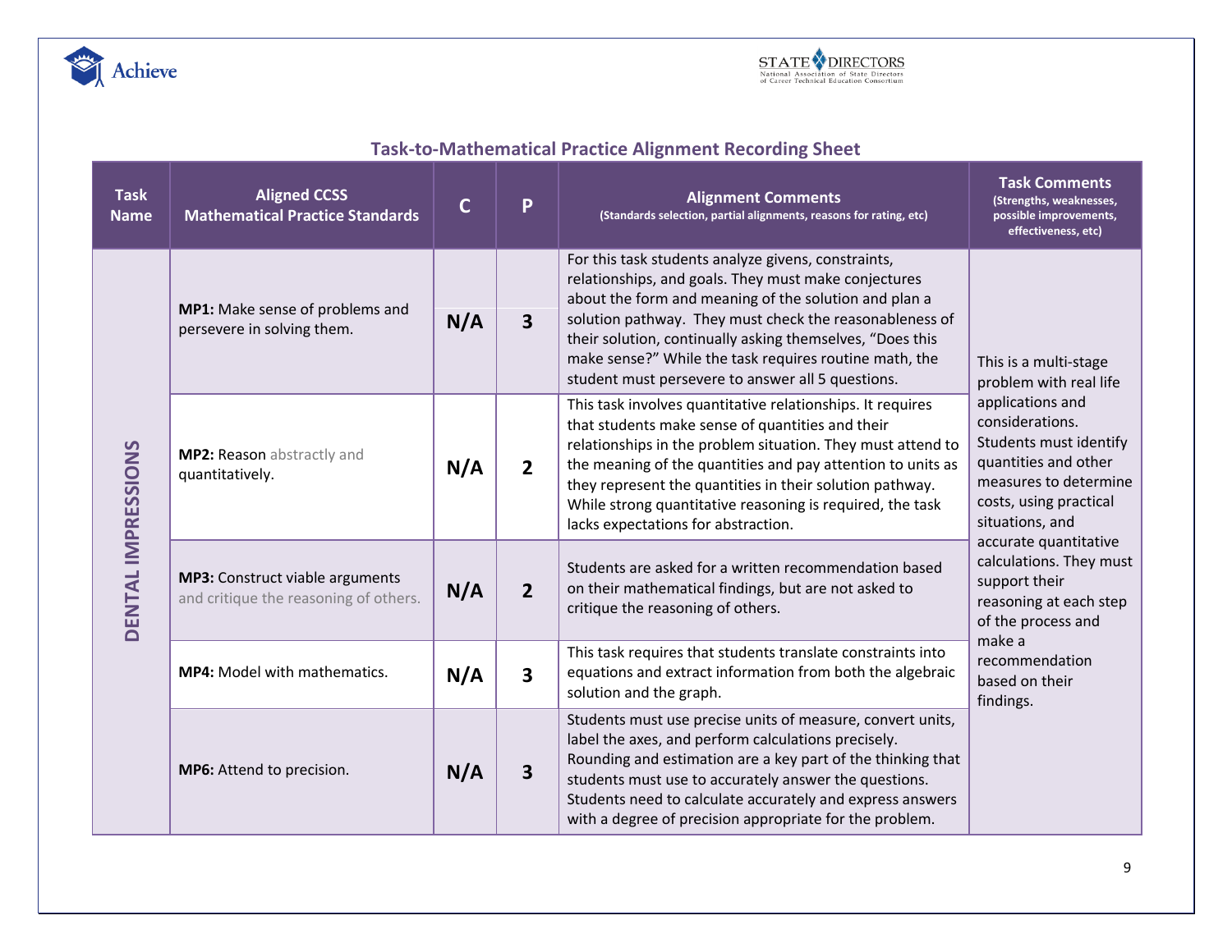## Task-to-Mathematical Practice Alignment Recording Sheet

| Task Name | Aligned CCSS Mathematical Practice Standards | C | P | Alignment Comments (Standards selection, partial alignments, reasons for rating, etc) | Task Comments (Strengths, weaknesses, possible improvements, effectiveness, etc) |
|---|---|---|---|---|---|
| DENTAL IMPRESSIONS | **MP1:** Make sense of problems and persevere in solving them. | **N/A** | **3** | For this task students analyze givens, constraints, relationships, and goals. They must make conjectures about the form and meaning of the solution and plan a solution pathway. They must check the reasonableness of their solution, continually asking themselves, "Does this make sense?" While the task requires routine math, the student must persevere to answer all 5 questions. | This is a multi-stage problem with real life applications and considerations. Students must identify quantities and other measures to determine costs, using practical situations, and accurate quantitative calculations. They must support their reasoning at each step of the process and make a recommendation based on their findings. |
| | **MP2:** Reason abstractly and quantitatively. | **N/A** | **2** | This task involves quantitative relationships. It requires that students make sense of quantities and their relationships in the problem situation. They must attend to the meaning of the quantities and pay attention to units as they represent the quantities in their solution pathway. While strong quantitative reasoning is required, the task lacks expectations for abstraction. | |
| | **MP3:** Construct viable arguments and critique the reasoning of others. | **N/A** | **2** | Students are asked for a written recommendation based on their mathematical findings, but are not asked to critique the reasoning of others. | |
| | **MP4:** Model with mathematics. | **N/A** | **3** | This task requires that students translate constraints into equations and extract information from both the algebraic solution and the graph. | |
| | **MP6:** Attend to precision. | **N/A** | **3** | Students must use precise units of measure, convert units, label the axes, and perform calculations precisely. Rounding and estimation are a key part of the thinking that students must use to accurately answer the questions. Students need to calculate accurately and express answers with a degree of precision appropriate for the problem. | |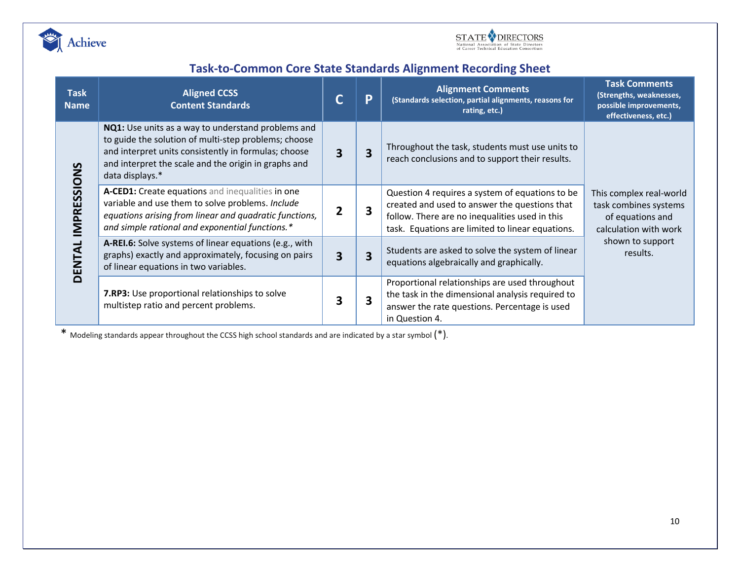## Task-to-Common Core State Standards Alignment Recording Sheet

| Task Name | Aligned CCSS Content Standards | C | P | Alignment Comments (Standards selection, partial alignments, reasons for rating, etc.) | Task Comments (Strengths, weaknesses, possible improvements, effectiveness, etc.) |
|---|---|---|---|---|---|
| **DENTAL IMPRESSIONS** | **NQ1:** Use units as a way to understand problems and to guide the solution of multi-step problems; choose and interpret units consistently in formulas; choose and interpret the scale and the origin in graphs and data displays.* | **3** | **3** | Throughout the task, students must use units to reach conclusions and to support their results. | This complex real-world task combines systems of equations and calculation with work shown to support results. |
| | **A-CED1:** Create equations and inequalities in one variable and use them to solve problems. *Include equations arising from linear and quadratic functions, and simple rational and exponential functions.** | **2** | **3** | Question 4 requires a system of equations to be created and used to answer the questions that follow. There are no inequalities used in this task. Equations are limited to linear equations. | |
| | **A-REI.6:** Solve systems of linear equations (e.g., with graphs) exactly and approximately, focusing on pairs of linear equations in two variables. | **3** | **3** | Students are asked to solve the system of linear equations algebraically and graphically. | |
| | **7.RP3:** Use proportional relationships to solve multistep ratio and percent problems. | **3** | **3** | Proportional relationships are used throughout the task in the dimensional analysis required to answer the rate questions. Percentage is used in Question 4. | |

\* Modeling standards appear throughout the CCSS high school standards and are indicated by a star symbol (*).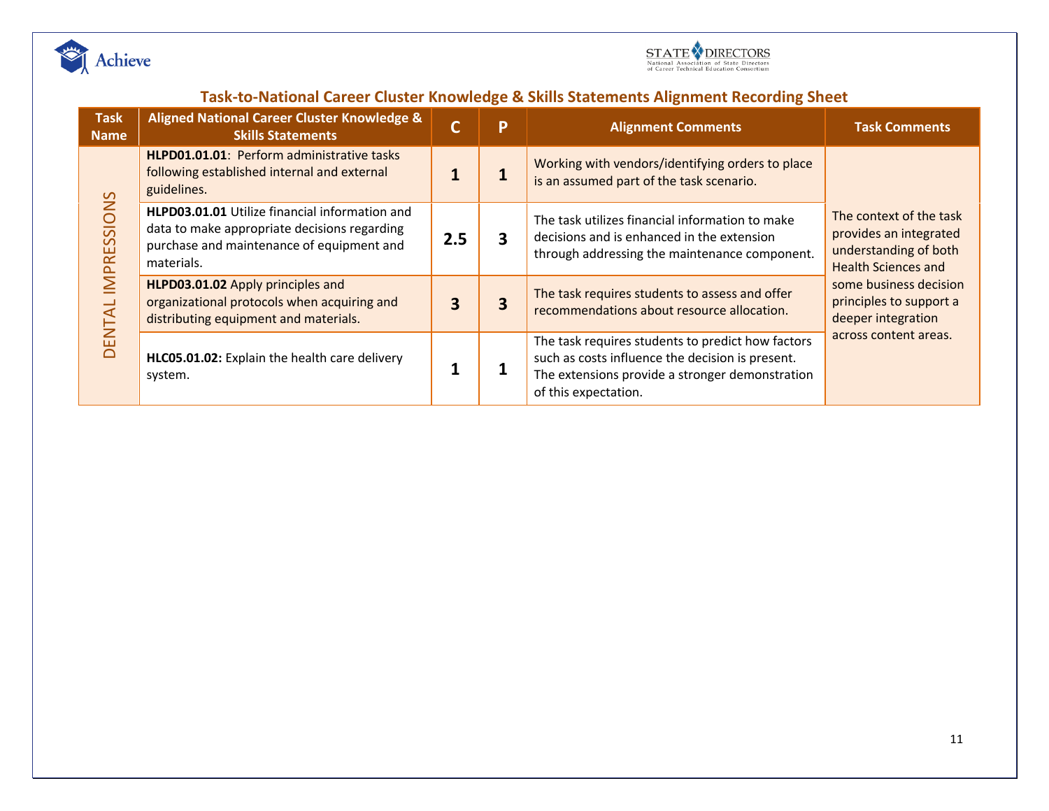## Task-to-National Career Cluster Knowledge & Skills Statements Alignment Recording Sheet

| Task Name | Aligned National Career Cluster Knowledge & Skills Statements | C | P | Alignment Comments | Task Comments |
|---|---|---|---|---|---|
| DENTAL IMPRESSIONS | **HLPD01.01.01**: Perform administrative tasks following established internal and external guidelines. | 1 | 1 | Working with vendors/identifying orders to place is an assumed part of the task scenario. | The context of the task provides an integrated understanding of both Health Sciences and some business decision principles to support a deeper integration across content areas. |
| | **HLPD03.01.01** Utilize financial information and data to make appropriate decisions regarding purchase and maintenance of equipment and materials. | 2.5 | 3 | The task utilizes financial information to make decisions and is enhanced in the extension through addressing the maintenance component. | |
| | **HLPD03.01.02** Apply principles and organizational protocols when acquiring and distributing equipment and materials. | 3 | 3 | The task requires students to assess and offer recommendations about resource allocation. | |
| | **HLC05.01.02:** Explain the health care delivery system. | 1 | 1 | The task requires students to predict how factors such as costs influence the decision is present. The extensions provide a stronger demonstration of this expectation. | |